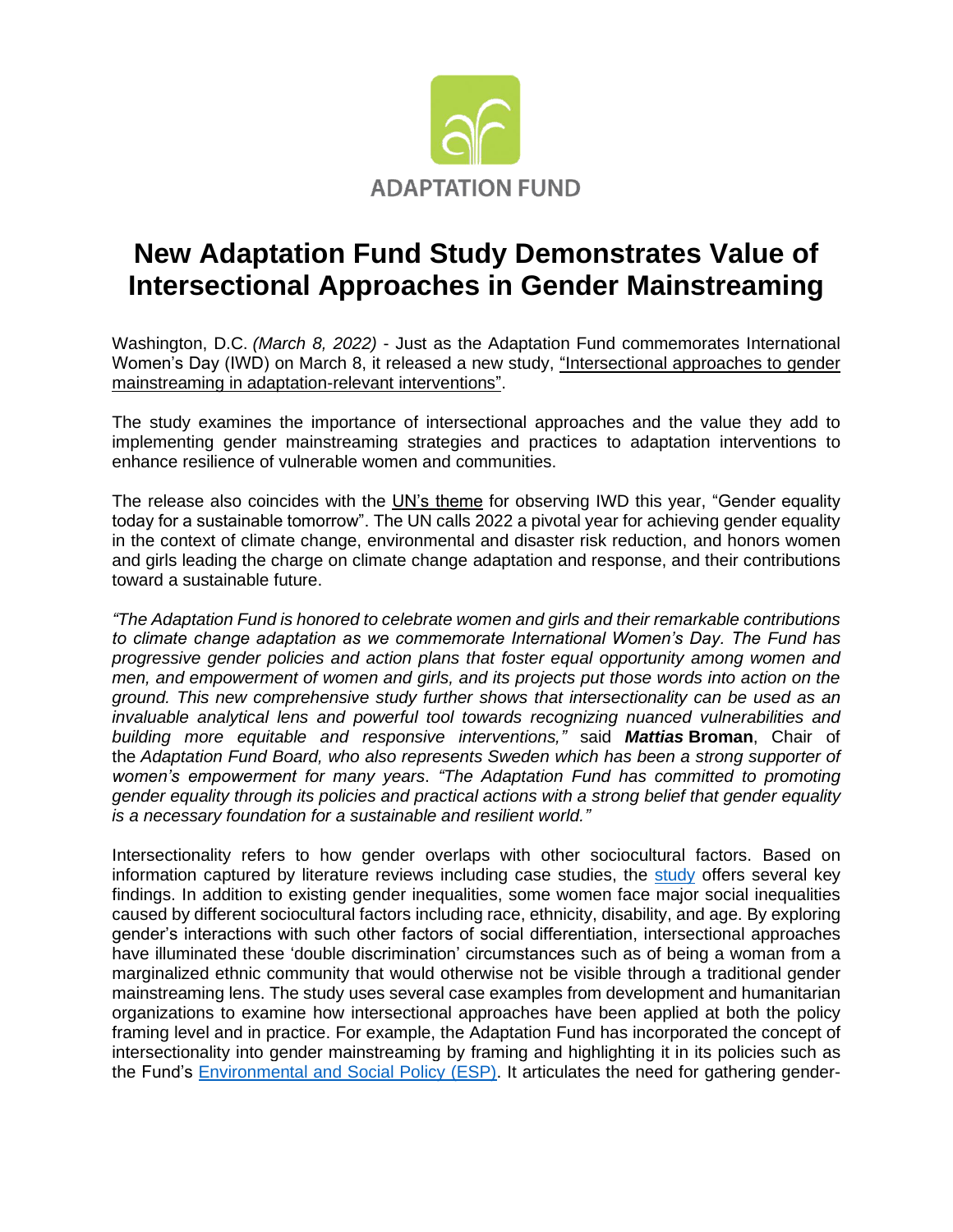ADAPTATION FUND

# New Adaptation Fund Study Demonstrates Value of Intersectional Approaches in Gender Mainstreaming

Washington, D.C. *(March 8, 2022)* - Just as the Adaptation Fund commemorates International Women's Day (IWD) on March 8, it released a new study, "Intersectional approaches to gender mainstreaming in adaptation-relevant interventions".

The study examines the importance of intersectional approaches and the value they add to implementing gender mainstreaming strategies and practices to adaptation interventions to enhance resilience of vulnerable women and communities.

The release also coincides with the UN's theme for observing IWD this year, "Gender equality today for a sustainable tomorrow". The UN calls 2022 a pivotal year for achieving gender equality in the context of climate change, environmental and disaster risk reduction, and honors women and girls leading the charge on climate change adaptation and response, and their contributions toward a sustainable future.

*"The Adaptation Fund is honored to celebrate women and girls and their remarkable contributions to climate change adaptation as we commemorate International Women's Day. The Fund has progressive gender policies and action plans that foster equal opportunity among women and men, and empowerment of women and girls, and its projects put those words into action on the ground. This new comprehensive study further shows that intersectionality can be used as an invaluable analytical lens and powerful tool towards recognizing nuanced vulnerabilities and building more equitable and responsive interventions,"* said ***Mattias*** **Broman**, Chair of the *Adaptation Fund Board, who also represents Sweden which has been a strong supporter of women's empowerment for many years*. *"The Adaptation Fund has committed to promoting gender equality through its policies and practical actions with a strong belief that gender equality is a necessary foundation for a sustainable and resilient world."*

Intersectionality refers to how gender overlaps with other sociocultural factors. Based on information captured by literature reviews including case studies, the study offers several key findings. In addition to existing gender inequalities, some women face major social inequalities caused by different sociocultural factors including race, ethnicity, disability, and age. By exploring gender's interactions with such other factors of social differentiation, intersectional approaches have illuminated these 'double discrimination' circumstances such as of being a woman from a marginalized ethnic community that would otherwise not be visible through a traditional gender mainstreaming lens. The study uses several case examples from development and humanitarian organizations to examine how intersectional approaches have been applied at both the policy framing level and in practice. For example, the Adaptation Fund has incorporated the concept of intersectionality into gender mainstreaming by framing and highlighting it in its policies such as the Fund's Environmental and Social Policy (ESP). It articulates the need for gathering gender-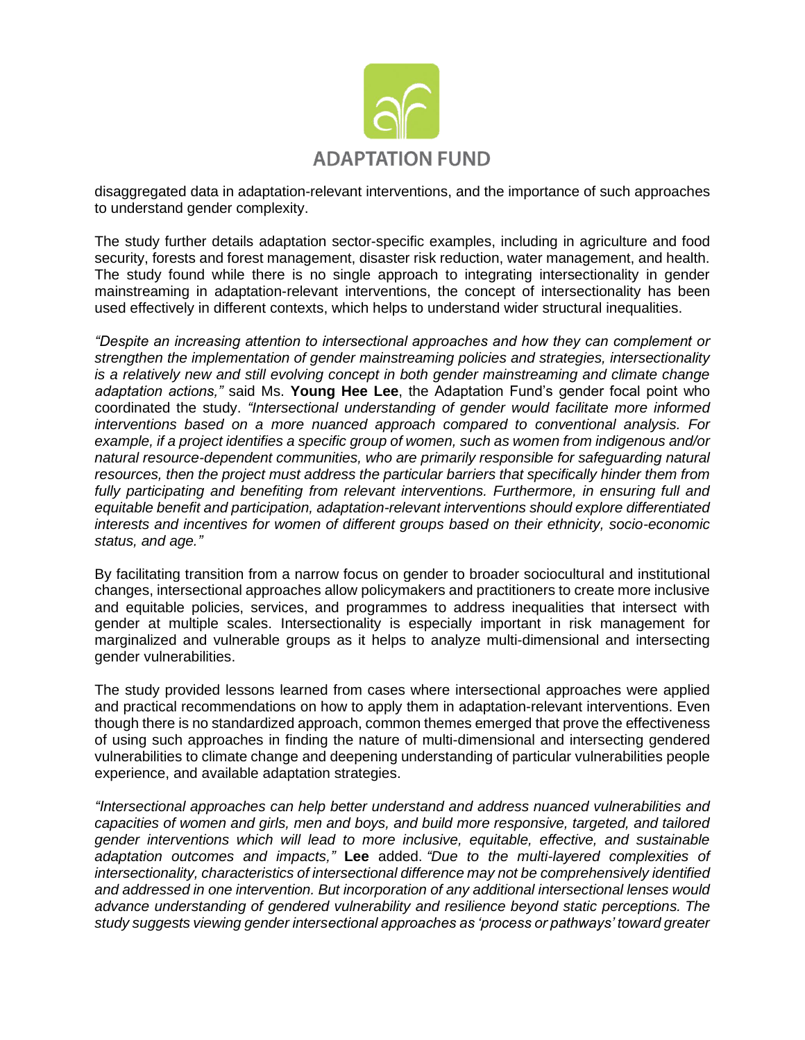disaggregated data in adaptation-relevant interventions, and the importance of such approaches to understand gender complexity.

The study further details adaptation sector-specific examples, including in agriculture and food security, forests and forest management, disaster risk reduction, water management, and health. The study found while there is no single approach to integrating intersectionality in gender mainstreaming in adaptation-relevant interventions, the concept of intersectionality has been used effectively in different contexts, which helps to understand wider structural inequalities.

*"Despite an increasing attention to intersectional approaches and how they can complement or strengthen the implementation of gender mainstreaming policies and strategies, intersectionality is a relatively new and still evolving concept in both gender mainstreaming and climate change adaptation actions,"* said Ms. **Young Hee Lee**, the Adaptation Fund's gender focal point who coordinated the study. *"Intersectional understanding of gender would facilitate more informed interventions based on a more nuanced approach compared to conventional analysis. For example, if a project identifies a specific group of women, such as women from indigenous and/or natural resource-dependent communities, who are primarily responsible for safeguarding natural resources, then the project must address the particular barriers that specifically hinder them from fully participating and benefiting from relevant interventions. Furthermore, in ensuring full and equitable benefit and participation, adaptation-relevant interventions should explore differentiated interests and incentives for women of different groups based on their ethnicity, socio-economic status, and age."*

By facilitating transition from a narrow focus on gender to broader sociocultural and institutional changes, intersectional approaches allow policymakers and practitioners to create more inclusive and equitable policies, services, and programmes to address inequalities that intersect with gender at multiple scales. Intersectionality is especially important in risk management for marginalized and vulnerable groups as it helps to analyze multi-dimensional and intersecting gender vulnerabilities.

The study provided lessons learned from cases where intersectional approaches were applied and practical recommendations on how to apply them in adaptation-relevant interventions. Even though there is no standardized approach, common themes emerged that prove the effectiveness of using such approaches in finding the nature of multi-dimensional and intersecting gendered vulnerabilities to climate change and deepening understanding of particular vulnerabilities people experience, and available adaptation strategies.

*"Intersectional approaches can help better understand and address nuanced vulnerabilities and capacities of women and girls, men and boys, and build more responsive, targeted, and tailored gender interventions which will lead to more inclusive, equitable, effective, and sustainable adaptation outcomes and impacts,"* **Lee** added. *"Due to the multi-layered complexities of intersectionality, characteristics of intersectional difference may not be comprehensively identified and addressed in one intervention. But incorporation of any additional intersectional lenses would advance understanding of gendered vulnerability and resilience beyond static perceptions. The study suggests viewing gender intersectional approaches as 'process or pathways' toward greater*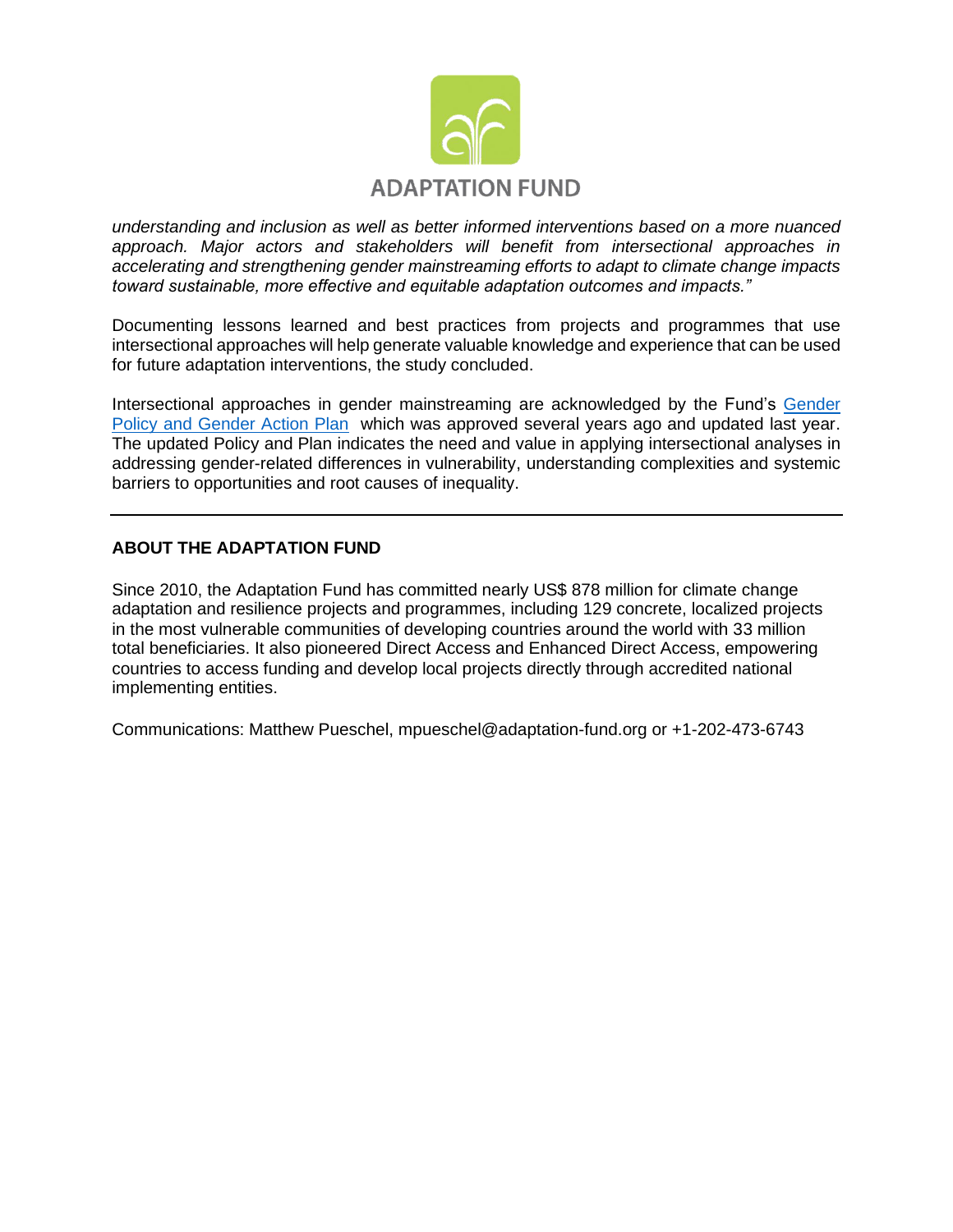*understanding and inclusion as well as better informed interventions based on a more nuanced approach. Major actors and stakeholders will benefit from intersectional approaches in accelerating and strengthening gender mainstreaming efforts to adapt to climate change impacts toward sustainable, more effective and equitable adaptation outcomes and impacts."*

Documenting lessons learned and best practices from projects and programmes that use intersectional approaches will help generate valuable knowledge and experience that can be used for future adaptation interventions, the study concluded.

Intersectional approaches in gender mainstreaming are acknowledged by the Fund's Gender Policy and Gender Action Plan which was approved several years ago and updated last year. The updated Policy and Plan indicates the need and value in applying intersectional analyses in addressing gender-related differences in vulnerability, understanding complexities and systemic barriers to opportunities and root causes of inequality.

---

**ABOUT THE ADAPTATION FUND**

Since 2010, the Adaptation Fund has committed nearly US$ 878 million for climate change adaptation and resilience projects and programmes, including 129 concrete, localized projects in the most vulnerable communities of developing countries around the world with 33 million total beneficiaries. It also pioneered Direct Access and Enhanced Direct Access, empowering countries to access funding and develop local projects directly through accredited national implementing entities.

Communications: Matthew Pueschel, mpueschel@adaptation-fund.org or +1-202-473-6743